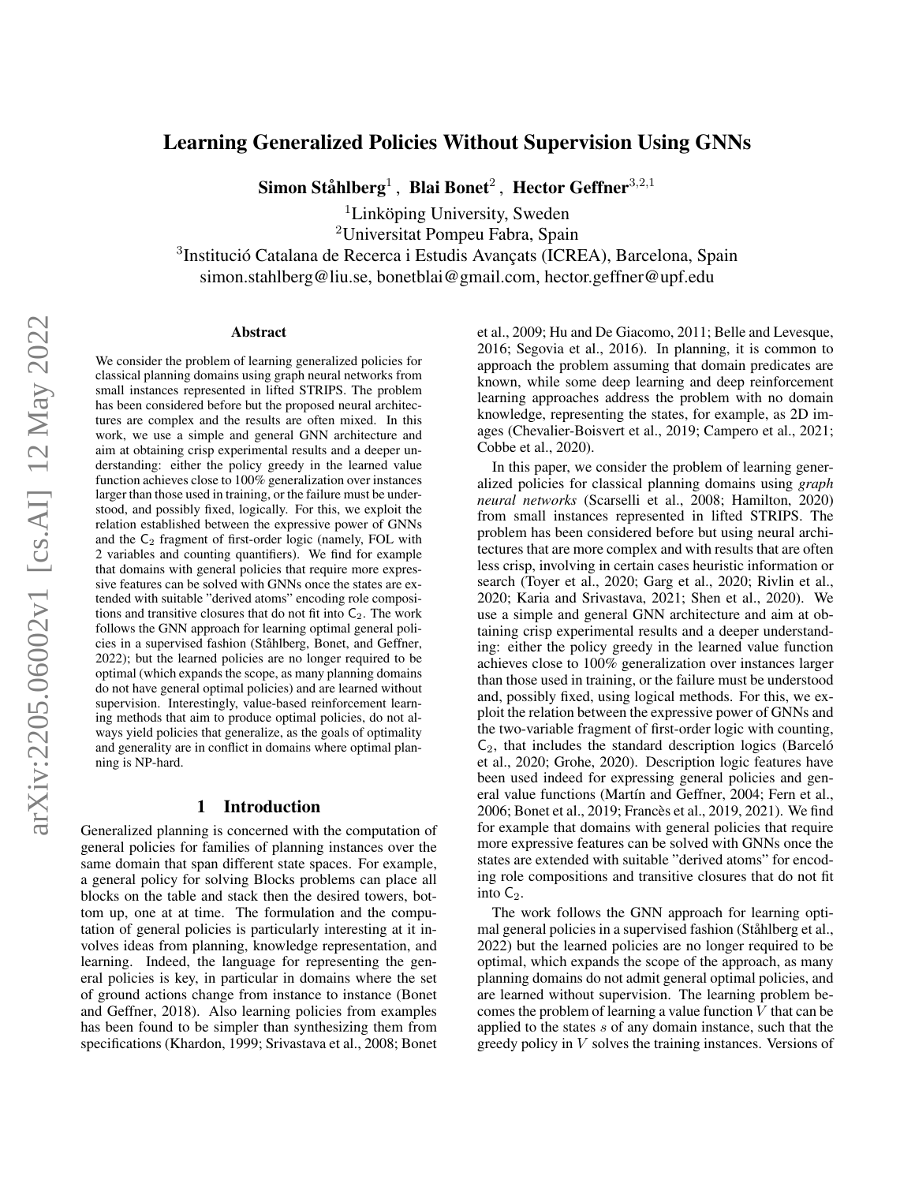# Learning Generalized Policies Without Supervision Using GNNs

**Simon Ståhlberg**[1], **Blai Bonet**[2], **Hector Geffner**[3,2,1]

[1]Linköping University, Sweden
[2]Universitat Pompeu Fabra, Spain
[3]Institució Catalana de Recerca i Estudis Avançats (ICREA), Barcelona, Spain
simon.stahlberg@liu.se, bonetblai@gmail.com, hector.geffner@upf.edu

## Abstract

We consider the problem of learning generalized policies for classical planning domains using graph neural networks from small instances represented in lifted STRIPS. The problem has been considered before but the proposed neural architectures are complex and the results are often mixed. In this work, we use a simple and general GNN architecture and aim at obtaining crisp experimental results and a deeper understanding: either the policy greedy in the learned value function achieves close to 100% generalization over instances larger than those used in training, or the failure must be understood, and possibly fixed, logically. For this, we exploit the relation established between the expressive power of GNNs and the $\mathsf{C}_2$ fragment of first-order logic (namely, FOL with 2 variables and counting quantifiers). We find for example that domains with general policies that require more expressive features can be solved with GNNs once the states are extended with suitable "derived atoms" encoding role compositions and transitive closures that do not fit into $\mathsf{C}_2$. The work follows the GNN approach for learning optimal general policies in a supervised fashion (Ståhlberg, Bonet, and Geffner, 2022); but the learned policies are no longer required to be optimal (which expands the scope, as many planning domains do not have general optimal policies) and are learned without supervision. Interestingly, value-based reinforcement learning methods that aim to produce optimal policies, do not always yield policies that generalize, as the goals of optimality and generality are in conflict in domains where optimal planning is NP-hard.

## 1 Introduction

Generalized planning is concerned with the computation of general policies for families of planning instances over the same domain that span different state spaces. For example, a general policy for solving Blocks problems can place all blocks on the table and stack then the desired towers, bottom up, one at at time. The formulation and the computation of general policies is particularly interesting at it involves ideas from planning, knowledge representation, and learning. Indeed, the language for representing the general policies is key, in particular in domains where the set of ground actions change from instance to instance (Bonet and Geffner, 2018). Also learning policies from examples has been found to be simpler than synthesizing them from specifications (Khardon, 1999; Srivastava et al., 2008; Bonet et al., 2009; Hu and De Giacomo, 2011; Belle and Levesque, 2016; Segovia et al., 2016). In planning, it is common to approach the problem assuming that domain predicates are known, while some deep learning and deep reinforcement learning approaches address the problem with no domain knowledge, representing the states, for example, as 2D images (Chevalier-Boisvert et al., 2019; Campero et al., 2021; Cobbe et al., 2020).

In this paper, we consider the problem of learning generalized policies for classical planning domains using *graph neural networks* (Scarselli et al., 2008; Hamilton, 2020) from small instances represented in lifted STRIPS. The problem has been considered before but using neural architectures that are more complex and with results that are often less crisp, involving in certain cases heuristic information or search (Toyer et al., 2020; Garg et al., 2020; Rivlin et al., 2020; Karia and Srivastava, 2021; Shen et al., 2020). We use a simple and general GNN architecture and aim at obtaining crisp experimental results and a deeper understanding: either the policy greedy in the learned value function achieves close to 100% generalization over instances larger than those used in training, or the failure must be understood and, possibly fixed, using logical methods. For this, we exploit the relation between the expressive power of GNNs and the two-variable fragment of first-order logic with counting, $\mathsf{C}_2$, that includes the standard description logics (Barceló et al., 2020; Grohe, 2020). Description logic features have been used indeed for expressing general policies and general value functions (Martín and Geffner, 2004; Fern et al., 2006; Bonet et al., 2019; Francès et al., 2019, 2021). We find for example that domains with general policies that require more expressive features can be solved with GNNs once the states are extended with suitable "derived atoms" for encoding role compositions and transitive closures that do not fit into $\mathsf{C}_2$.

The work follows the GNN approach for learning optimal general policies in a supervised fashion (Ståhlberg et al., 2022) but the learned policies are no longer required to be optimal, which expands the scope of the approach, as many planning domains do not admit general optimal policies, and are learned without supervision. The learning problem becomes the problem of learning a value function $V$ that can be applied to the states $s$ of any domain instance, such that the greedy policy in $V$ solves the training instances. Versions of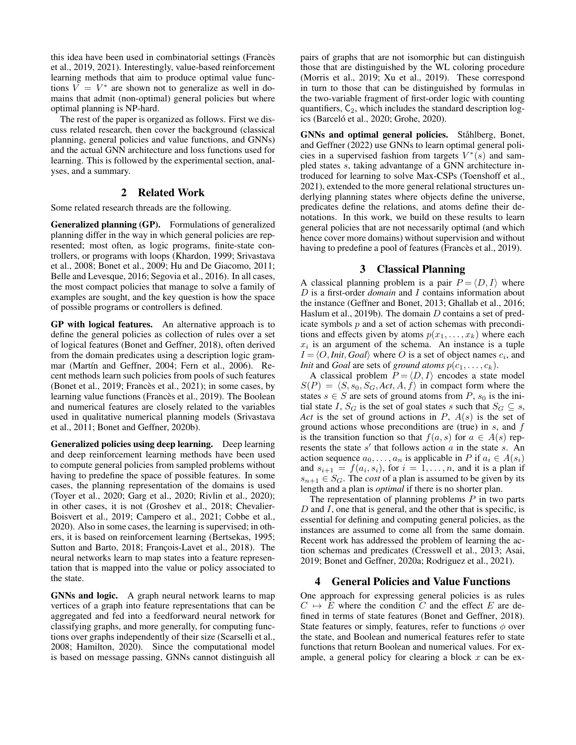this idea have been used in combinatorial settings (Francès et al., 2019, 2021). Interestingly, value-based reinforcement learning methods that aim to produce optimal value functions $V = V^*$ are shown not to generalize as well in domains that admit (non-optimal) general policies but where optimal planning is NP-hard.

The rest of the paper is organized as follows. First we discuss related research, then cover the background (classical planning, general policies and value functions, and GNNs) and the actual GNN architecture and loss functions used for learning. This is followed by the experimental section, analyses, and a summary.

## 2 Related Work

Some related research threads are the following.

**Generalized planning (GP).** Formulations of generalized planning differ in the way in which general policies are represented; most often, as logic programs, finite-state controllers, or programs with loops (Khardon, 1999; Srivastava et al., 2008; Bonet et al., 2009; Hu and De Giacomo, 2011; Belle and Levesque, 2016; Segovia et al., 2016). In all cases, the most compact policies that manage to solve a family of examples are sought, and the key question is how the space of possible programs or controllers is defined.

**GP with logical features.** An alternative approach is to define the general policies as collection of rules over a set of logical features (Bonet and Geffner, 2018), often derived from the domain predicates using a description logic grammar (Martín and Geffner, 2004; Fern et al., 2006). Recent methods learn such policies from pools of such features (Bonet et al., 2019; Francès et al., 2021); in some cases, by learning value functions (Francès et al., 2019). The Boolean and numerical features are closely related to the variables used in qualitative numerical planning models (Srivastava et al., 2011; Bonet and Geffner, 2020b).

**Generalized policies using deep learning.** Deep learning and deep reinforcement learning methods have been used to compute general policies from sampled problems without having to predefine the space of possible features. In some cases, the planning representation of the domains is used (Toyer et al., 2020; Garg et al., 2020; Rivlin et al., 2020); in other cases, it is not (Groshev et al., 2018; Chevalier-Boisvert et al., 2019; Campero et al., 2021; Cobbe et al., 2020). Also in some cases, the learning is supervised; in others, it is based on reinforcement learning (Bertsekas, 1995; Sutton and Barto, 2018; François-Lavet et al., 2018). The neural networks learn to map states into a feature representation that is mapped into the value or policy associated to the state.

**GNNs and logic.** A graph neural network learns to map vertices of a graph into feature representations that can be aggregated and fed into a feedforward neural network for classifying graphs, and more generally, for computing functions over graphs independently of their size (Scarselli et al., 2008; Hamilton, 2020). Since the computational model is based on message passing, GNNs cannot distinguish all pairs of graphs that are not isomorphic but can distinguish those that are distinguished by the WL coloring procedure (Morris et al., 2019; Xu et al., 2019). These correspond in turn to those that can be distinguished by formulas in the two-variable fragment of first-order logic with counting quantifiers, $\mathsf{C}_2$, which includes the standard description logics (Barceló et al., 2020; Grohe, 2020).

**GNNs and optimal general policies.** Ståhlberg, Bonet, and Geffner (2022) use GNNs to learn optimal general policies in a supervised fashion from targets $V^*(s)$ and sampled states $s$, taking advantange of a GNN architecture introduced for learning to solve Max-CSPs (Toenshoff et al., 2021), extended to the more general relational structures underlying planning states where objects define the universe, predicates define the relations, and atoms define their denotations. In this work, we build on these results to learn general policies that are not necessarily optimal (and which hence cover more domains) without supervision and without having to predefine a pool of features (Francès et al., 2019).

## 3 Classical Planning

A classical planning problem is a pair $P = \langle D, I \rangle$ where $D$ is a first-order *domain* and $I$ contains information about the instance (Geffner and Bonet, 2013; Ghallab et al., 2016; Haslum et al., 2019b). The domain $D$ contains a set of predicate symbols $p$ and a set of action schemas with preconditions and effects given by atoms $p(x_1, \ldots, x_k)$ where each $x_i$ is an argument of the schema. An instance is a tuple $I = \langle O, \mathit{Init}, \mathit{Goal} \rangle$ where $O$ is a set of object names $c_i$, and *Init* and *Goal* are sets of *ground atoms* $p(c_1, \ldots, c_k)$.

A classical problem $P = \langle D, I \rangle$ encodes a state model $S(P) = \langle S, s_0, S_G, \mathit{Act}, A, f \rangle$ in compact form where the states $s \in S$ are sets of ground atoms from $P$, $s_0$ is the initial state $I$, $S_G$ is the set of goal states $s$ such that $S_G \subseteq s$, *Act* is the set of ground actions in $P$, $A(s)$ is the set of ground actions whose preconditions are (true) in $s$, and $f$ is the transition function so that $f(a, s)$ for $a \in A(s)$ represents the state $s'$ that follows action $a$ in the state $s$. An action sequence $a_0, \ldots, a_n$ is applicable in $P$ if $a_i \in A(s_i)$ and $s_{i+1} = f(a_i, s_i)$, for $i = 1, \ldots, n$, and it is a plan if $s_{n+1} \in S_G$. The *cost* of a plan is assumed to be given by its length and a plan is *optimal* if there is no shorter plan.

The representation of planning problems $P$ in two parts $D$ and $I$, one that is general, and the other that is specific, is essential for defining and computing general policies, as the instances are assumed to come all from the same domain. Recent work has addressed the problem of learning the action schemas and predicates (Cresswell et al., 2013; Asai, 2019; Bonet and Geffner, 2020a; Rodriguez et al., 2021).

## 4 General Policies and Value Functions

One approach for expressing general policies is as rules $C \mapsto E$ where the condition $C$ and the effect $E$ are defined in terms of state features (Bonet and Geffner, 2018). State features or simply, features, refer to functions $\phi$ over the state, and Boolean and numerical features refer to state functions that return Boolean and numerical values. For example, a general policy for clearing a block $x$ can be ex-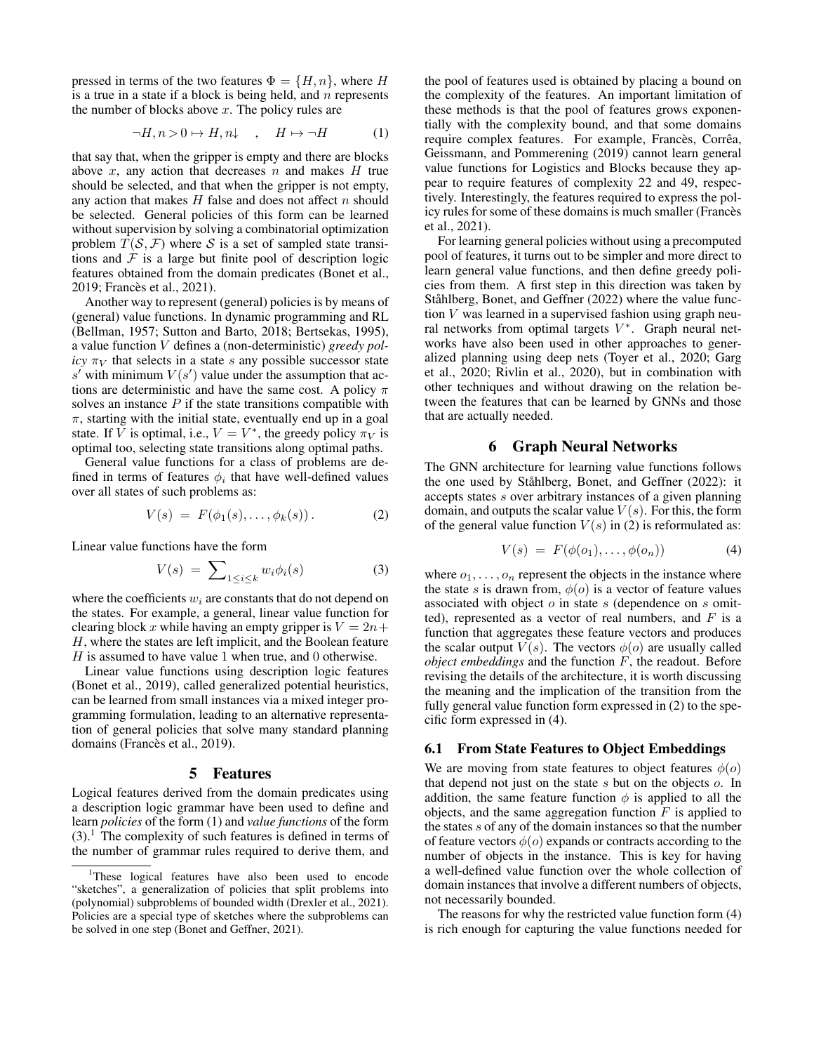pressed in terms of the two features $\Phi = \{H, n\}$, where $H$ is a true in a state if a block is being held, and $n$ represents the number of blocks above $x$. The policy rules are

$$\neg H, n > 0 \mapsto H, n\!\downarrow \quad , \quad H \mapsto \neg H \tag{1}$$

that say that, when the gripper is empty and there are blocks above $x$, any action that decreases $n$ and makes $H$ true should be selected, and that when the gripper is not empty, any action that makes $H$ false and does not affect $n$ should be selected. General policies of this form can be learned without supervision by solving a combinatorial optimization problem $T(\mathcal{S}, \mathcal{F})$ where $\mathcal{S}$ is a set of sampled state transitions and $\mathcal{F}$ is a large but finite pool of description logic features obtained from the domain predicates (Bonet et al., 2019; Francès et al., 2021).

Another way to represent (general) policies is by means of (general) value functions. In dynamic programming and RL (Bellman, 1957; Sutton and Barto, 2018; Bertsekas, 1995), a value function $V$ defines a (non-deterministic) *greedy policy* $\pi_V$ that selects in a state $s$ any possible successor state $s'$ with minimum $V(s')$ value under the assumption that actions are deterministic and have the same cost. A policy $\pi$ solves an instance $P$ if the state transitions compatible with $\pi$, starting with the initial state, eventually end up in a goal state. If $V$ is optimal, i.e., $V = V^*$, the greedy policy $\pi_V$ is optimal too, selecting state transitions along optimal paths.

General value functions for a class of problems are defined in terms of features $\phi_i$ that have well-defined values over all states of such problems as:

$$V(s) \;=\; F(\phi_1(s), \ldots, \phi_k(s))\,. \tag{2}$$

Linear value functions have the form

$$V(s) \;=\; \sum\nolimits_{1 \leq i \leq k} w_i \phi_i(s) \tag{3}$$

where the coefficients $w_i$ are constants that do not depend on the states. For example, a general, linear value function for clearing block $x$ while having an empty gripper is $V = 2n + H$, where the states are left implicit, and the Boolean feature $H$ is assumed to have value 1 when true, and 0 otherwise.

Linear value functions using description logic features (Bonet et al., 2019), called generalized potential heuristics, can be learned from small instances via a mixed integer programming formulation, leading to an alternative representation of general policies that solve many standard planning domains (Francès et al., 2019).

## 5 Features

Logical features derived from the domain predicates using a description logic grammar have been used to define and learn *policies* of the form (1) and *value functions* of the form (3).[1] The complexity of such features is defined in terms of the number of grammar rules required to derive them, and the pool of features used is obtained by placing a bound on the complexity of the features. An important limitation of these methods is that the pool of features grows exponentially with the complexity bound, and that some domains require complex features. For example, Francès, Corrêa, Geissmann, and Pommerening (2019) cannot learn general value functions for Logistics and Blocks because they appear to require features of complexity 22 and 49, respectively. Interestingly, the features required to express the policy rules for some of these domains is much smaller (Francès et al., 2021).

For learning general policies without using a precomputed pool of features, it turns out to be simpler and more direct to learn general value functions, and then define greedy policies from them. A first step in this direction was taken by Ståhlberg, Bonet, and Geffner (2022) where the value function $V$ was learned in a supervised fashion using graph neural networks from optimal targets $V^*$. Graph neural networks have also been used in other approaches to generalized planning using deep nets (Toyer et al., 2020; Garg et al., 2020; Rivlin et al., 2020), but in combination with other techniques and without drawing on the relation between the features that can be learned by GNNs and those that are actually needed.

[1] These logical features have also been used to encode "sketches", a generalization of policies that split problems into (polynomial) subproblems of bounded width (Drexler et al., 2021). Policies are a special type of sketches where the subproblems can be solved in one step (Bonet and Geffner, 2021).

## 6 Graph Neural Networks

The GNN architecture for learning value functions follows the one used by Ståhlberg, Bonet, and Geffner (2022): it accepts states $s$ over arbitrary instances of a given planning domain, and outputs the scalar value $V(s)$. For this, the form of the general value function $V(s)$ in (2) is reformulated as:

$$V(s) \;=\; F(\phi(o_1), \ldots, \phi(o_n)) \tag{4}$$

where $o_1, \ldots, o_n$ represent the objects in the instance where the state $s$ is drawn from, $\phi(o)$ is a vector of feature values associated with object $o$ in state $s$ (dependence on $s$ omitted), represented as a vector of real numbers, and $F$ is a function that aggregates these feature vectors and produces the scalar output $V(s)$. The vectors $\phi(o)$ are usually called *object embeddings* and the function $F$, the readout. Before revising the details of the architecture, it is worth discussing the meaning and the implication of the transition from the fully general value function form expressed in (2) to the specific form expressed in (4).

### 6.1 From State Features to Object Embeddings

We are moving from state features to object features $\phi(o)$ that depend not just on the state $s$ but on the objects $o$. In addition, the same feature function $\phi$ is applied to all the objects, and the same aggregation function $F$ is applied to the states $s$ of any of the domain instances so that the number of feature vectors $\phi(o)$ expands or contracts according to the number of objects in the instance. This is key for having a well-defined value function over the whole collection of domain instances that involve a different numbers of objects, not necessarily bounded.

The reasons for why the restricted value function form (4) is rich enough for capturing the value functions needed for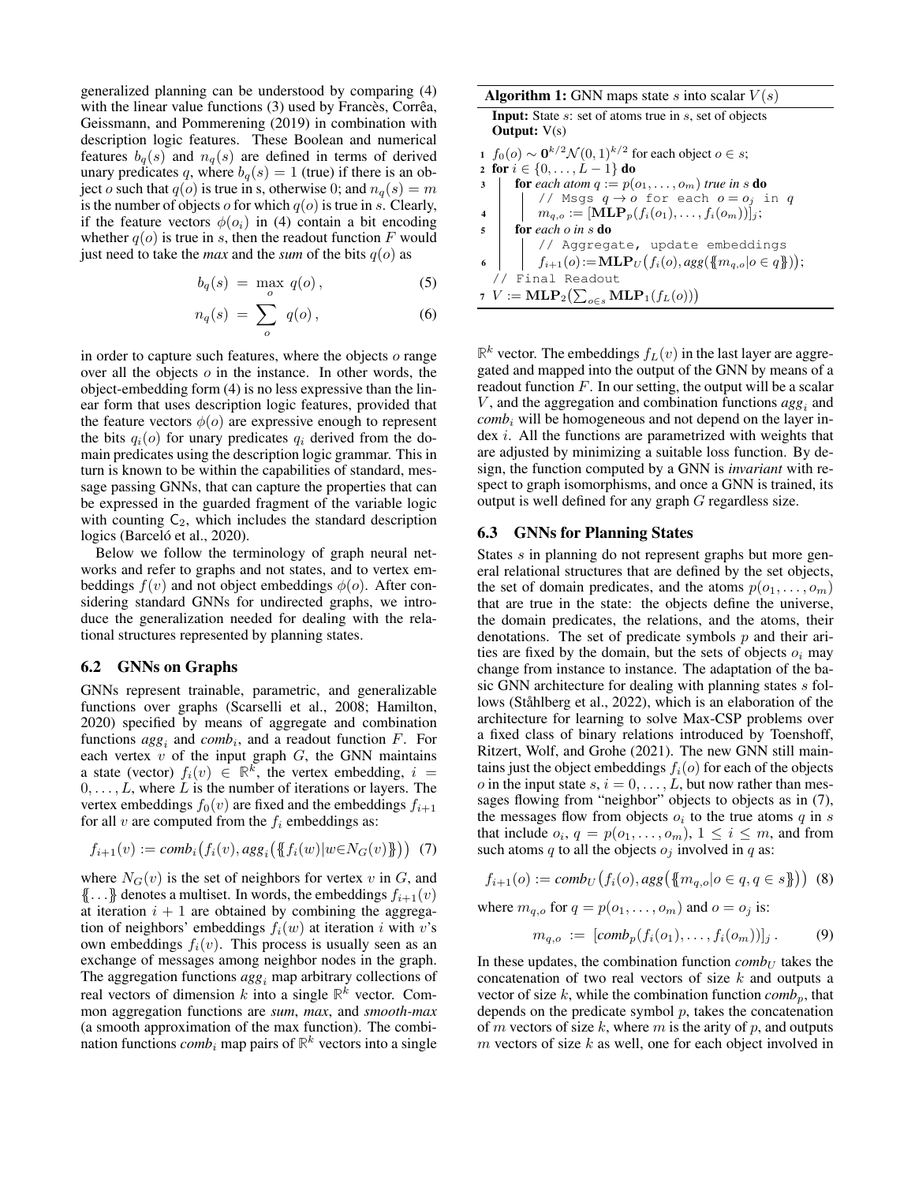generalized planning can be understood by comparing (4) with the linear value functions (3) used by Francès, Corrêa, Geissmann, and Pommerening (2019) in combination with description logic features. These Boolean and numerical features $b_q(s)$ and $n_q(s)$ are defined in terms of derived unary predicates $q$, where $b_q(s) = 1$ (true) if there is an object $o$ such that $q(o)$ is true in s, otherwise 0; and $n_q(s) = m$ is the number of objects $o$ for which $q(o)$ is true in $s$. Clearly, if the feature vectors $\phi(o_i)$ in (4) contain a bit encoding whether $q(o)$ is true in $s$, then the readout function $F$ would just need to take the *max* and the *sum* of the bits $q(o)$ as

$$b_q(s) \;=\; \max_o \; q(o)\,, \tag{5}$$

$$n_q(s) \;=\; \sum_o \; q(o)\,, \tag{6}$$

in order to capture such features, where the objects $o$ range over all the objects $o$ in the instance. In other words, the object-embedding form (4) is no less expressive than the linear form that uses description logic features, provided that the feature vectors $\phi(o)$ are expressive enough to represent the bits $q_i(o)$ for unary predicates $q_i$ derived from the domain predicates using the description logic grammar. This in turn is known to be within the capabilities of standard, message passing GNNs, that can capture the properties that can be expressed in the guarded fragment of the variable logic with counting $\mathsf{C}_2$, which includes the standard description logics (Barceló et al., 2020).

Below we follow the terminology of graph neural networks and refer to graphs and not states, and to vertex embeddings $f(v)$ and not object embeddings $\phi(o)$. After considering standard GNNs for undirected graphs, we introduce the generalization needed for dealing with the relational structures represented by planning states.

## 6.2 GNNs on Graphs

GNNs represent trainable, parametric, and generalizable functions over graphs (Scarselli et al., 2008; Hamilton, 2020) specified by means of aggregate and combination functions $agg_i$ and $comb_i$, and a readout function $F$. For each vertex $v$ of the input graph $G$, the GNN maintains a state (vector) $f_i(v) \in \mathbb{R}^k$, the vertex embedding, $i = 0, \ldots, L$, where $L$ is the number of iterations or layers. The vertex embeddings $f_0(v)$ are fixed and the embeddings $f_{i+1}$ for all $v$ are computed from the $f_i$ embeddings as:

$$f_{i+1}(v) := comb_i\big(f_i(v), agg_i\big(\{\!\{f_i(w) | w \in N_G(v)\}\!\}\big)\big) \tag{7}$$

where $N_G(v)$ is the set of neighbors for vertex $v$ in $G$, and $\{\!\{\ldots\}\!\}$ denotes a multiset. In words, the embeddings $f_{i+1}(v)$ at iteration $i+1$ are obtained by combining the aggregation of neighbors' embeddings $f_i(w)$ at iteration $i$ with $v$'s own embeddings $f_i(v)$. This process is usually seen as an exchange of messages among neighbor nodes in the graph. The aggregation functions $agg_i$ map arbitrary collections of real vectors of dimension $k$ into a single $\mathbb{R}^k$ vector. Common aggregation functions are *sum*, *max*, and *smooth-max* (a smooth approximation of the max function). The combination functions $comb_i$ map pairs of $\mathbb{R}^k$ vectors into a single $\mathbb{R}^k$ vector. The embeddings $f_L(v)$ in the last layer are aggregated and mapped into the output of the GNN by means of a readout function $F$. In our setting, the output will be a scalar $V$, and the aggregation and combination functions $agg_i$ and $comb_i$ will be homogeneous and not depend on the layer index $i$. All the functions are parametrized with weights that are adjusted by minimizing a suitable loss function. By design, the function computed by a GNN is *invariant* with respect to graph isomorphisms, and once a GNN is trained, its output is well defined for any graph $G$ regardless size.

**Algorithm 1:** GNN maps state $s$ into scalar $V(s)$

**Input:** State $s$: set of atoms true in $s$, set of objects
**Output:** V(s)

```
1  f_0(o) ~ 0^{k/2} N(0,1)^{k/2} for each object o ∈ s;
2  for i ∈ {0, ..., L-1} do
3      for each atom q := p(o_1, ..., o_m) true in s do
           // Msgs q → o for each o = o_j in q
4          m_{q,o} := [MLP_p(f_i(o_1), ..., f_i(o_m))]_j;
5      for each o in s do
           // Aggregate, update embeddings
6          f_{i+1}(o) := MLP_U(f_i(o), agg({{m_{q,o} | o ∈ q}}));
   // Final Readout
7  V := MLP_2(Σ_{o∈s} MLP_1(f_L(o)))
```

## 6.3 GNNs for Planning States

States $s$ in planning do not represent graphs but more general relational structures that are defined by the set objects, the set of domain predicates, and the atoms $p(o_1, \ldots, o_m)$ that are true in the state: the objects define the universe, the domain predicates, the relations, and the atoms, their denotations. The set of predicate symbols $p$ and their arities are fixed by the domain, but the sets of objects $o_i$ may change from instance to instance. The adaptation of the basic GNN architecture for dealing with planning states $s$ follows (Ståhlberg et al., 2022), which is an elaboration of the architecture for learning to solve Max-CSP problems over a fixed class of binary relations introduced by Toenshoff, Ritzert, Wolf, and Grohe (2021). The new GNN still maintains just the object embeddings $f_i(o)$ for each of the objects $o$ in the input state $s$, $i = 0, \ldots, L$, but now rather than messages flowing from "neighbor" objects to objects as in (7), the messages flow from objects $o_i$ to the true atoms $q$ in $s$ that include $o_i$, $q = p(o_1, \ldots, o_m)$, $1 \leq i \leq m$, and from such atoms $q$ to all the objects $o_j$ involved in $q$ as:

$$f_{i+1}(o) := comb_U\big(f_i(o), agg\big(\{\!\{m_{q,o} | o \in q, q \in s\}\!\}\big)\big) \tag{8}$$

where $m_{q,o}$ for $q = p(o_1, \ldots, o_m)$ and $o = o_j$ is:

$$m_{q,o} \;:=\; [comb_p(f_i(o_1), \ldots, f_i(o_m))]_j\,. \tag{9}$$

In these updates, the combination function $comb_U$ takes the concatenation of two real vectors of size $k$ and outputs a vector of size $k$, while the combination function $comb_p$, that depends on the predicate symbol $p$, takes the concatenation of $m$ vectors of size $k$, where $m$ is the arity of $p$, and outputs $m$ vectors of size $k$ as well, one for each object involved in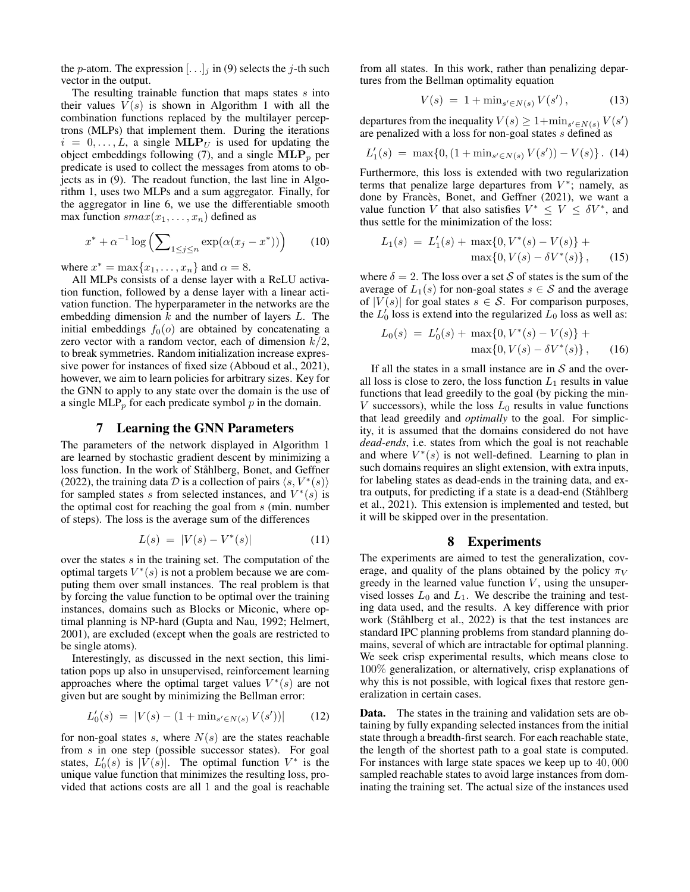the $p$-atom. The expression $[\ldots]_j$ in (9) selects the $j$-th such vector in the output.

The resulting trainable function that maps states $s$ into their values $V(s)$ is shown in Algorithm 1 with all the combination functions replaced by the multilayer perceptrons (MLPs) that implement them. During the iterations $i = 0, \ldots, L$, a single $\mathbf{MLP}_U$ is used for updating the object embeddings following (7), and a single $\mathbf{MLP}_p$ per predicate is used to collect the messages from atoms to objects as in (9). The readout function, the last line in Algorithm 1, uses two MLPs and a sum aggregator. Finally, for the aggregator in line 6, we use the differentiable smooth max function $smax(x_1, \ldots, x_n)$ defined as

$$x^* + \alpha^{-1} \log \Big( \sum_{1 \leq j \leq n} \exp(\alpha(x_j - x^*)) \Big) \qquad (10)$$

where $x^* = \max\{x_1, \ldots, x_n\}$ and $\alpha = 8$.

All MLPs consists of a dense layer with a ReLU activation function, followed by a dense layer with a linear activation function. The hyperparameter in the networks are the embedding dimension $k$ and the number of layers $L$. The initial embeddings $f_0(o)$ are obtained by concatenating a zero vector with a random vector, each of dimension $k/2$, to break symmetries. Random initialization increase expressive power for instances of fixed size (Abboud et al., 2021), however, we aim to learn policies for arbitrary sizes. Key for the GNN to apply to any state over the domain is the use of a single $\text{MLP}_p$ for each predicate symbol $p$ in the domain.

## 7 Learning the GNN Parameters

The parameters of the network displayed in Algorithm 1 are learned by stochastic gradient descent by minimizing a loss function. In the work of Ståhlberg, Bonet, and Geffner (2022), the training data $\mathcal{D}$ is a collection of pairs $\langle s, V^*(s) \rangle$ for sampled states $s$ from selected instances, and $V^*(s)$ is the optimal cost for reaching the goal from $s$ (min. number of steps). The loss is the average sum of the differences

$$L(s) \;=\; |V(s) - V^*(s)| \qquad (11)$$

over the states $s$ in the training set. The computation of the optimal targets $V^*(s)$ is not a problem because we are computing them over small instances. The real problem is that by forcing the value function to be optimal over the training instances, domains such as Blocks or Miconic, where optimal planning is NP-hard (Gupta and Nau, 1992; Helmert, 2001), are excluded (except when the goals are restricted to be single atoms).

Interestingly, as discussed in the next section, this limitation pops up also in unsupervised, reinforcement learning approaches where the optimal target values $V^*(s)$ are not given but are sought by minimizing the Bellman error:

$$L'_0(s) \;=\; |V(s) - (1 + \min_{s' \in N(s)} V(s'))| \qquad (12)$$

for non-goal states $s$, where $N(s)$ are the states reachable from $s$ in one step (possible successor states). For goal states, $L'_0(s)$ is $|V(s)|$. The optimal function $V^*$ is the unique value function that minimizes the resulting loss, provided that actions costs are all 1 and the goal is reachable from all states. In this work, rather than penalizing departures from the Bellman optimality equation

$$V(s) \;=\; 1 + \min_{s' \in N(s)} V(s'), \qquad (13)$$

departures from the inequality $V(s) \geq 1 + \min_{s' \in N(s)} V(s')$ are penalized with a loss for non-goal states $s$ defined as

$$L'_1(s) \;=\; \max\{0, (1 + \min_{s' \in N(s)} V(s')) - V(s)\}. \quad (14)$$

Furthermore, this loss is extended with two regularization terms that penalize large departures from $V^*$; namely, as done by Francès, Bonet, and Geffner (2021), we want a value function $V$ that also satisfies $V^* \leq V \leq \delta V^*$, and thus settle for the minimization of the loss:

$$L_1(s) \;=\; L'_1(s) + \max\{0, V^*(s) - V(s)\} + \max\{0, V(s) - \delta V^*(s)\}, \qquad (15)$$

where $\delta = 2$. The loss over a set $\mathcal{S}$ of states is the sum of the average of $L_1(s)$ for non-goal states $s \in \mathcal{S}$ and the average of $|V(s)|$ for goal states $s \in \mathcal{S}$. For comparison purposes, the $L'_0$ loss is extend into the regularized $L_0$ loss as well as:

$$L_0(s) \;=\; L'_0(s) + \max\{0, V^*(s) - V(s)\} + \max\{0, V(s) - \delta V^*(s)\}, \qquad (16)$$

If all the states in a small instance are in $\mathcal{S}$ and the overall loss is close to zero, the loss function $L_1$ results in value functions that lead greedily to the goal (by picking the min-$V$ successors), while the loss $L_0$ results in value functions that lead greedily and *optimally* to the goal. For simplicity, it is assumed that the domains considered do not have *dead-ends*, i.e. states from which the goal is not reachable and where $V^*(s)$ is not well-defined. Learning to plan in such domains requires an slight extension, with extra inputs, for labeling states as dead-ends in the training data, and extra outputs, for predicting if a state is a dead-end (Ståhlberg et al., 2021). This extension is implemented and tested, but it will be skipped over in the presentation.

## 8 Experiments

The experiments are aimed to test the generalization, coverage, and quality of the plans obtained by the policy $\pi_V$ greedy in the learned value function $V$, using the unsupervised losses $L_0$ and $L_1$. We describe the training and testing data used, and the results. A key difference with prior work (Ståhlberg et al., 2022) is that the test instances are standard IPC planning problems from standard planning domains, several of which are intractable for optimal planning. We seek crisp experimental results, which means close to $100\%$ generalization, or alternatively, crisp explanations of why this is not possible, with logical fixes that restore generalization in certain cases.

**Data.** The states in the training and validation sets are obtaining by fully expanding selected instances from the initial state through a breadth-first search. For each reachable state, the length of the shortest path to a goal state is computed. For instances with large state spaces we keep up to $40,000$ sampled reachable states to avoid large instances from dominating the training set. The actual size of the instances used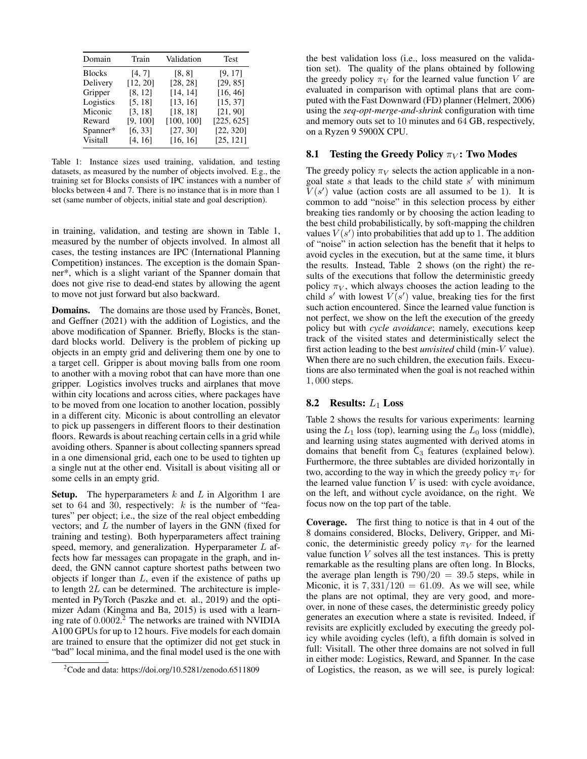| Domain | Train | Validation | Test |
|---|---|---|---|
| Blocks | [4, 7] | [8, 8] | [9, 17] |
| Delivery | [12, 20] | [28, 28] | [29, 85] |
| Gripper | [8, 12] | [14, 14] | [16, 46] |
| Logistics | [5, 18] | [13, 16] | [15, 37] |
| Miconic | [3, 18] | [18, 18] | [21, 90] |
| Reward | [9, 100] | [100, 100] | [225, 625] |
| Spanner* | [6, 33] | [27, 30] | [22, 320] |
| Visitall | [4, 16] | [16, 16] | [25, 121] |

Table 1: Instance sizes used training, validation, and testing datasets, as measured by the number of objects involved. E.g., the training set for Blocks consists of IPC instances with a number of blocks between 4 and 7. There is no instance that is in more than 1 set (same number of objects, initial state and goal description).

in training, validation, and testing are shown in Table 1, measured by the number of objects involved. In almost all cases, the testing instances are IPC (International Planning Competition) instances. The exception is the domain Spanner*, which is a slight variant of the Spanner domain that does not give rise to dead-end states by allowing the agent to move not just forward but also backward.

**Domains.** The domains are those used by Francès, Bonet, and Geffner (2021) with the addition of Logistics, and the above modification of Spanner. Briefly, Blocks is the standard blocks world. Delivery is the problem of picking up objects in an empty grid and delivering them one by one to a target cell. Gripper is about moving balls from one room to another with a moving robot that can have more than one gripper. Logistics involves trucks and airplanes that move within city locations and across cities, where packages have to be moved from one location to another location, possibly in a different city. Miconic is about controlling an elevator to pick up passengers in different floors to their destination floors. Rewards is about reaching certain cells in a grid while avoiding others. Spanner is about collecting spanners spread in a one dimensional grid, each one to be used to tighten up a single nut at the other end. Visitall is about visiting all or some cells in an empty grid.

**Setup.** The hyperparameters $k$ and $L$ in Algorithm 1 are set to 64 and 30, respectively: $k$ is the number of "features" per object; i.e., the size of the real object embedding vectors; and $L$ the number of layers in the GNN (fixed for training and testing). Both hyperparameters affect training speed, memory, and generalization. Hyperparameter $L$ affects how far messages can propagate in the graph, and indeed, the GNN cannot capture shortest paths between two objects if longer than $L$, even if the existence of paths up to length $2L$ can be determined. The architecture is implemented in PyTorch (Paszke and et. al., 2019) and the optimizer Adam (Kingma and Ba, 2015) is used with a learning rate of $0.0002$.[2] The networks are trained with NVIDIA A100 GPUs for up to 12 hours. Five models for each domain are trained to ensure that the optimizer did not get stuck in "bad" local minima, and the final model used is the one with the best validation loss (i.e., loss measured on the validation set). The quality of the plans obtained by following the greedy policy $\pi_V$ for the learned value function $V$ are evaluated in comparison with optimal plans that are computed with the Fast Downward (FD) planner (Helmert, 2006) using the *seq-opt-merge-and-shrink* configuration with time and memory outs set to 10 minutes and 64 GB, respectively, on a Ryzen 9 5900X CPU.

[2] Code and data: https://doi.org/10.5281/zenodo.6511809

## 8.1 Testing the Greedy Policy $\pi_V$: Two Modes

The greedy policy $\pi_V$ selects the action applicable in a non-goal state $s$ that leads to the child state $s'$ with minimum $V(s')$ value (action costs are all assumed to be 1). It is common to add "noise" in this selection process by either breaking ties randomly or by choosing the action leading to the best child probabilistically, by soft-mapping the children values $V(s')$ into probabilities that add up to 1. The addition of "noise" in action selection has the benefit that it helps to avoid cycles in the execution, but at the same time, it blurs the results. Instead, Table 2 shows (on the right) the results of the executions that follow the deterministic greedy policy $\pi_V$, which always chooses the action leading to the child $s'$ with lowest $V(s')$ value, breaking ties for the first such action encountered. Since the learned value function is not perfect, we show on the left the execution of the greedy policy but with *cycle avoidance*; namely, executions keep track of the visited states and deterministically select the first action leading to the best *unvisited* child (min-$V$ value). When there are no such children, the execution fails. Executions are also terminated when the goal is not reached within $1,000$ steps.

## 8.2 Results: $L_1$ Loss

Table 2 shows the results for various experiments: learning using the $L_1$ loss (top), learning using the $L_0$ loss (middle), and learning using states augmented with derived atoms in domains that benefit from $C_3$ features (explained below). Furthermore, the three subtables are divided horizontally in two, according to the way in which the greedy policy $\pi_V$ for the learned value function $V$ is used: with cycle avoidance, on the left, and without cycle avoidance, on the right. We focus now on the top part of the table.

**Coverage.** The first thing to notice is that in 4 out of the 8 domains considered, Blocks, Delivery, Gripper, and Miconic, the deterministic greedy policy $\pi_V$ for the learned value function $V$ solves all the test instances. This is pretty remarkable as the resulting plans are often long. In Blocks, the average plan length is $790/20 = 39.5$ steps, while in Miconic, it is $7,331/120 = 61.09$. As we will see, while the plans are not optimal, they are very good, and moreover, in none of these cases, the deterministic greedy policy generates an execution where a state is revisited. Indeed, if revisits are explicitly excluded by executing the greedy policy while avoiding cycles (left), a fifth domain is solved in full: Visitall. The other three domains are not solved in full in either mode: Logistics, Reward, and Spanner. In the case of Logistics, the reason, as we will see, is purely logical: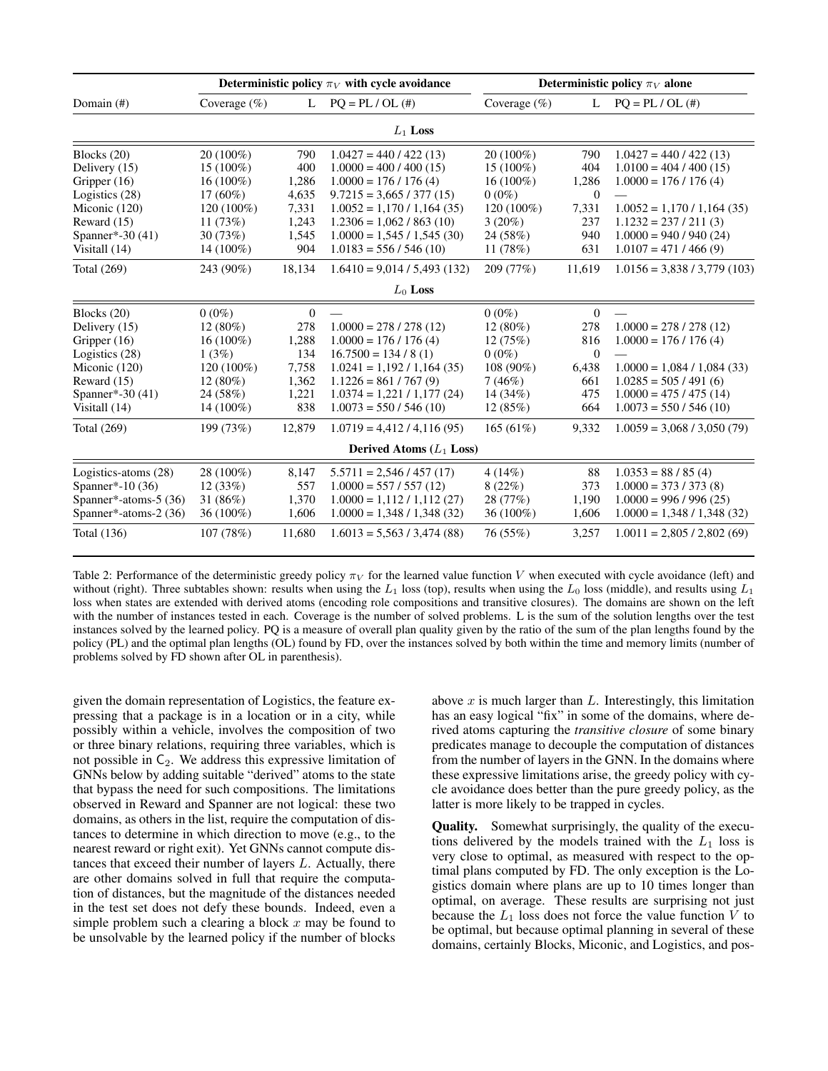| Domain (#) | Deterministic policy $\pi_V$ with cycle avoidance | | | Deterministic policy $\pi_V$ alone | | |
|---|---|---|---|---|---|---|
| | Coverage (%) | L | PQ = PL / OL (#) | Coverage (%) | L | PQ = PL / OL (#) |
| **$L_1$ Loss** | | | | | | |
| Blocks (20) | 20 (100%) | 790 | 1.0427 = 440 / 422 (13) | 20 (100%) | 790 | 1.0427 = 440 / 422 (13) |
| Delivery (15) | 15 (100%) | 400 | 1.0000 = 400 / 400 (15) | 15 (100%) | 404 | 1.0100 = 404 / 400 (15) |
| Gripper (16) | 16 (100%) | 1,286 | 1.0000 = 176 / 176 (4) | 16 (100%) | 1,286 | 1.0000 = 176 / 176 (4) |
| Logistics (28) | 17 (60%) | 4,635 | 9.7215 = 3,665 / 377 (15) | 0 (0%) | 0 | — |
| Miconic (120) | 120 (100%) | 7,331 | 1.0052 = 1,170 / 1,164 (35) | 120 (100%) | 7,331 | 1.0052 = 1,170 / 1,164 (35) |
| Reward (15) | 11 (73%) | 1,243 | 1.2306 = 1,062 / 863 (10) | 3 (20%) | 237 | 1.1232 = 237 / 211 (3) |
| Spanner*-30 (41) | 30 (73%) | 1,545 | 1.0000 = 1,545 / 1,545 (30) | 24 (58%) | 940 | 1.0000 = 940 / 940 (24) |
| Visitall (14) | 14 (100%) | 904 | 1.0183 = 556 / 546 (10) | 11 (78%) | 631 | 1.0107 = 471 / 466 (9) |
| Total (269) | 243 (90%) | 18,134 | 1.6410 = 9,014 / 5,493 (132) | 209 (77%) | 11,619 | 1.0156 = 3,838 / 3,779 (103) |
| **$L_0$ Loss** | | | | | | |
| Blocks (20) | 0 (0%) | 0 | — | 0 (0%) | 0 | — |
| Delivery (15) | 12 (80%) | 278 | 1.0000 = 278 / 278 (12) | 12 (80%) | 278 | 1.0000 = 278 / 278 (12) |
| Gripper (16) | 16 (100%) | 1,288 | 1.0000 = 176 / 176 (4) | 12 (75%) | 816 | 1.0000 = 176 / 176 (4) |
| Logistics (28) | 1 (3%) | 134 | 16.7500 = 134 / 8 (1) | 0 (0%) | 0 | — |
| Miconic (120) | 120 (100%) | 7,758 | 1.0241 = 1,192 / 1,164 (35) | 108 (90%) | 6,438 | 1.0000 = 1,084 / 1,084 (33) |
| Reward (15) | 12 (80%) | 1,362 | 1.1226 = 861 / 767 (9) | 7 (46%) | 661 | 1.0285 = 505 / 491 (6) |
| Spanner*-30 (41) | 24 (58%) | 1,221 | 1.0374 = 1,221 / 1,177 (24) | 14 (34%) | 475 | 1.0000 = 475 / 475 (14) |
| Visitall (14) | 14 (100%) | 838 | 1.0073 = 550 / 546 (10) | 12 (85%) | 664 | 1.0073 = 550 / 546 (10) |
| Total (269) | 199 (73%) | 12,879 | 1.0719 = 4,412 / 4,116 (95) | 165 (61%) | 9,332 | 1.0059 = 3,068 / 3,050 (79) |
| **Derived Atoms ($L_1$ Loss)** | | | | | | |
| Logistics-atoms (28) | 28 (100%) | 8,147 | 5.5711 = 2,546 / 457 (17) | 4 (14%) | 88 | 1.0353 = 88 / 85 (4) |
| Spanner*-10 (36) | 12 (33%) | 557 | 1.0000 = 557 / 557 (12) | 8 (22%) | 373 | 1.0000 = 373 / 373 (8) |
| Spanner*-atoms-5 (36) | 31 (86%) | 1,370 | 1.0000 = 1,112 / 1,112 (27) | 28 (77%) | 1,190 | 1.0000 = 996 / 996 (25) |
| Spanner*-atoms-2 (36) | 36 (100%) | 1,606 | 1.0000 = 1,348 / 1,348 (32) | 36 (100%) | 1,606 | 1.0000 = 1,348 / 1,348 (32) |
| Total (136) | 107 (78%) | 11,680 | 1.6013 = 5,563 / 3,474 (88) | 76 (55%) | 3,257 | 1.0011 = 2,805 / 2,802 (69) |

Table 2: Performance of the deterministic greedy policy $\pi_V$ for the learned value function $V$ when executed with cycle avoidance (left) and without (right). Three subtables shown: results when using the $L_1$ loss (top), results when using the $L_0$ loss (middle), and results using $L_1$ loss when states are extended with derived atoms (encoding role compositions and transitive closures). The domains are shown on the left with the number of instances tested in each. Coverage is the number of solved problems. L is the sum of the solution lengths over the test instances solved by the learned policy. PQ is a measure of overall plan quality given by the ratio of the sum of the plan lengths found by the policy (PL) and the optimal plan lengths (OL) found by FD, over the instances solved by both within the time and memory limits (number of problems solved by FD shown after OL in parenthesis).

given the domain representation of Logistics, the feature expressing that a package is in a location or in a city, while possibly within a vehicle, involves the composition of two or three binary relations, requiring three variables, which is not possible in $\mathsf{C}_2$. We address this expressive limitation of GNNs below by adding suitable "derived" atoms to the state that bypass the need for such compositions. The limitations observed in Reward and Spanner are not logical: these two domains, as others in the list, require the computation of distances to determine in which direction to move (e.g., to the nearest reward or right exit). Yet GNNs cannot compute distances that exceed their number of layers $L$. Actually, there are other domains solved in full that require the computation of distances, but the magnitude of the distances needed in the test set does not defy these bounds. Indeed, even a simple problem such a clearing a block $x$ may be found to be unsolvable by the learned policy if the number of blocks above $x$ is much larger than $L$. Interestingly, this limitation has an easy logical "fix" in some of the domains, where derived atoms capturing the *transitive closure* of some binary predicates manage to decouple the computation of distances from the number of layers in the GNN. In the domains where these expressive limitations arise, the greedy policy with cycle avoidance does better than the pure greedy policy, as the latter is more likely to be trapped in cycles.

**Quality.** Somewhat surprisingly, the quality of the executions delivered by the models trained with the $L_1$ loss is very close to optimal, as measured with respect to the optimal plans computed by FD. The only exception is the Logistics domain where plans are up to 10 times longer than optimal, on average. These results are surprising not just because the $L_1$ loss does not force the value function $V$ to be optimal, but because optimal planning in several of these domains, certainly Blocks, Miconic, and Logistics, and pos-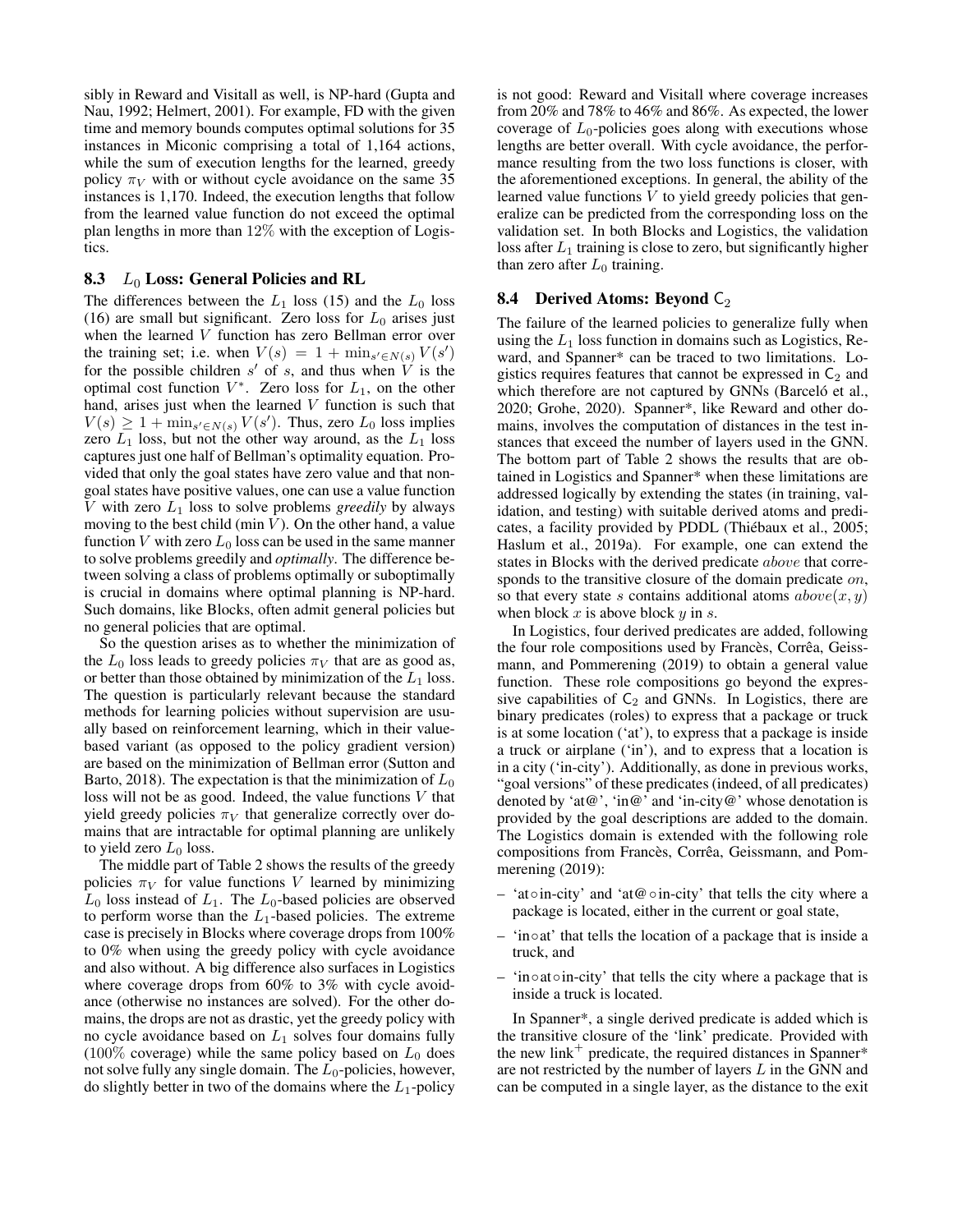sibly in Reward and Visitall as well, is NP-hard (Gupta and Nau, 1992; Helmert, 2001). For example, FD with the given time and memory bounds computes optimal solutions for 35 instances in Miconic comprising a total of 1,164 actions, while the sum of execution lengths for the learned, greedy policy $\pi_V$ with or without cycle avoidance on the same 35 instances is 1,170. Indeed, the execution lengths that follow from the learned value functions do not exceed the optimal plan lengths in more than $12\%$ with the exception of Logistics.

### 8.3 $L_0$ Loss: General Policies and RL

The differences between the $L_1$ loss (15) and the $L_0$ loss (16) are small but significant. Zero loss for $L_0$ arises just when the learned $V$ function has zero Bellman error over the training set; i.e. when $V(s) = 1 + \min_{s' \in N(s)} V(s')$ for the possible children $s'$ of $s$, and thus when $V$ is the optimal cost function $V^*$. Zero loss for $L_1$, on the other hand, arises just when the learned $V$ function is such that $V(s) \geq 1 + \min_{s' \in N(s)} V(s')$. Thus, zero $L_0$ loss implies zero $L_1$ loss, but not the other way around, as the $L_1$ loss captures just one half of Bellman's optimality equation. Provided that only the goal states have zero value and that non-goal states have positive values, one can use a value function $V$ with zero $L_1$ loss to solve problems *greedily* by always moving to the best child (min $V$). On the other hand, a value function $V$ with zero $L_0$ loss can be used in the same manner to solve problems greedily and *optimally*. The difference between solving a class of problems optimally or suboptimally is crucial in domains where optimal planning is NP-hard. Such domains, like Blocks, often admit general policies but no general policies that are optimal.

So the question arises as to whether the minimization of the $L_0$ loss leads to greedy policies $\pi_V$ that are as good as, or better than those obtained by minimization of the $L_1$ loss. The question is particularly relevant because the standard methods for learning policies without supervision are usually based on reinforcement learning, which in their value-based variant (as opposed to the policy gradient version) are based on the minimization of Bellman error (Sutton and Barto, 2018). The expectation is that the minimization of $L_0$ loss will not be as good. Indeed, the value functions $V$ that yield greedy policies $\pi_V$ that generalize correctly over domains that are intractable for optimal planning are unlikely to yield zero $L_0$ loss.

The middle part of Table 2 shows the results of the greedy policies $\pi_V$ for value functions $V$ learned by minimizing $L_0$ loss instead of $L_1$. The $L_0$-based policies are observed to perform worse than the $L_1$-based policies. The extreme case is precisely in Blocks where coverage drops from 100% to 0% when using the greedy policy with cycle avoidance and also without. A big difference also surfaces in Logistics where coverage drops from 60% to 3% with cycle avoidance (otherwise no instances are solved). For the other domains, the drops are not as drastic, yet the greedy policy with no cycle avoidance based on $L_1$ solves four domains fully ($100\%$ coverage) while the same policy based on $L_0$ does not solve fully any single domain. The $L_0$-policies, however, do slightly better in two of the domains where the $L_1$-policy is not good: Reward and Visitall where coverage increases from $20\%$ and $78\%$ to $46\%$ and $86\%$. As expected, the lower coverage of $L_0$-policies goes along with executions whose lengths are better overall. With cycle avoidance, the performance resulting from the two loss functions is closer, with the aforementioned exceptions. In general, the ability of the learned value functions $V$ to yield greedy policies that generalize can be predicted from the corresponding loss on the validation set. In both Blocks and Logistics, the validation loss after $L_1$ training is close to zero, but significantly higher than zero after $L_0$ training.

### 8.4 Derived Atoms: Beyond $\mathsf{C}_2$

The failure of the learned policies to generalize fully when using the $L_1$ loss function in domains such as Logistics, Reward, and Spanner* can be traced to two limitations. Logistics requires features that cannot be expressed in $\mathsf{C}_2$ and which therefore are not captured by GNNs (Barceló et al., 2020; Grohe, 2020). Spanner*, like Reward and other domains, involves the computation of distances in the test instances that exceed the number of layers used in the GNN. The bottom part of Table 2 shows the results that are obtained in Logistics and Spanner* when these limitations are addressed logically by extending the states (in training, validation, and testing) with suitable derived atoms and predicates, a facility provided by PDDL (Thiébaux et al., 2005; Haslum et al., 2019a). For example, one can extend the states in Blocks with the derived predicate $above$ that corresponds to the transitive closure of the domain predicate $on$, so that every state $s$ contains additional atoms $above(x, y)$ when block $x$ is above block $y$ in $s$.

In Logistics, four derived predicates are added, following the four role compositions used by Francès, Corrêa, Geissmann, and Pommerening (2019) to obtain a general value function. These role compositions go beyond the expressive capabilities of $\mathsf{C}_2$ and GNNs. In Logistics, there are binary predicates (roles) to express that a package or truck is at some location ('at'), to express that a package is inside a truck or airplane ('in'), and to express that a location is in a city ('in-city'). Additionally, as done in previous works, "goal versions" of these predicates (indeed, of all predicates) denoted by 'at@', 'in@' and 'in-city@' whose denotation is provided by the goal descriptions are added to the domain. The Logistics domain is extended with the following role compositions from Francès, Corrêa, Geissmann, and Pommerening (2019):

- 'at$\circ$in-city' and 'at@$\circ$in-city' that tells the city where a package is located, either in the current or goal state,
- 'in$\circ$at' that tells the location of a package that is inside a truck, and
- 'in$\circ$at$\circ$in-city' that tells the city where a package that is inside a truck is located.

In Spanner*, a single derived predicate is added which is the transitive closure of the 'link' predicate. Provided with the new link$^+$ predicate, the required distances in Spanner* are not restricted by the number of layers $L$ in the GNN and can be computed in a single layer, as the distance to the exit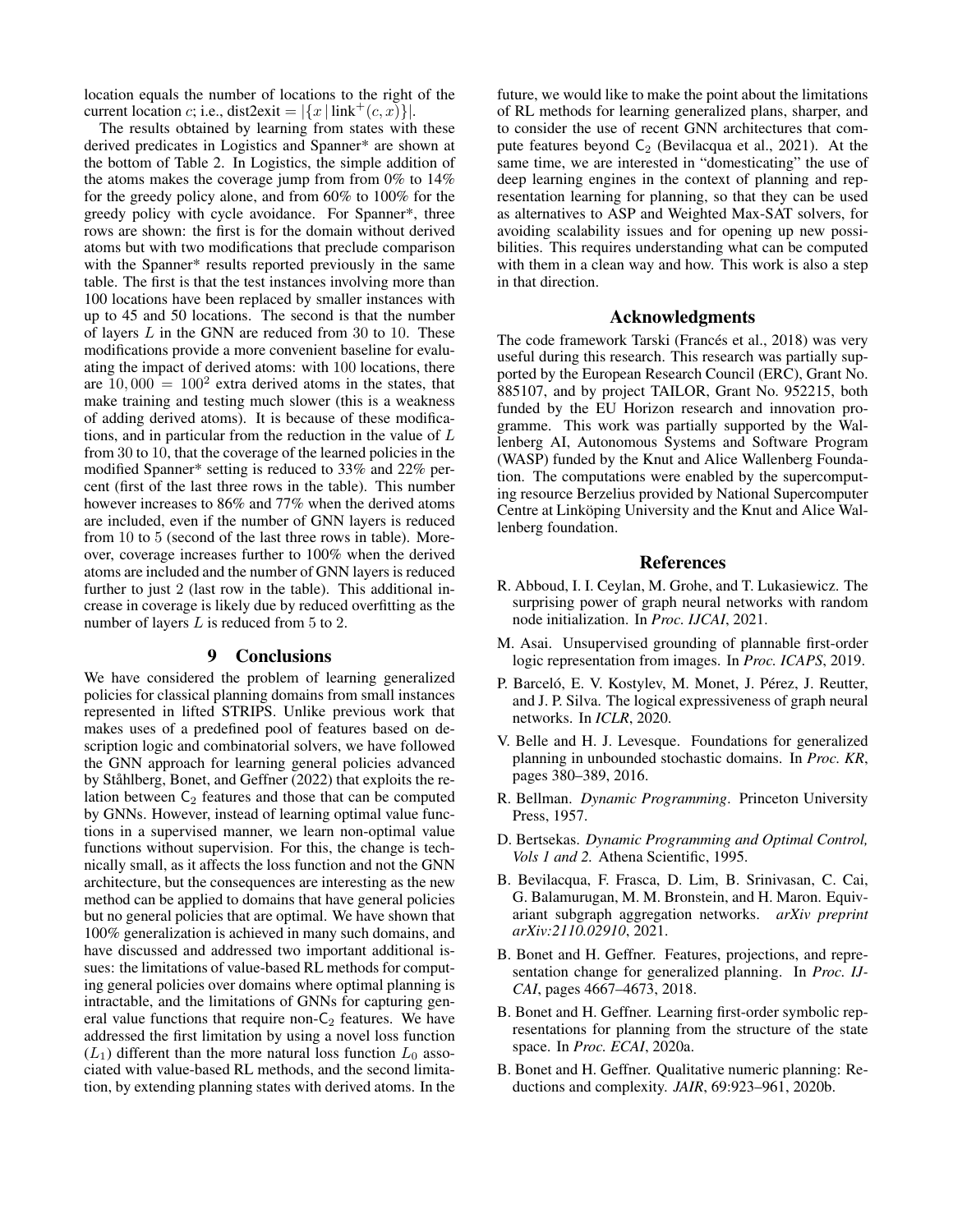location equals the number of locations to the right of the current location $c$; i.e., dist2exit $= |\{x \mid \text{link}^+(c, x)\}|$.

The results obtained by learning from states with these derived predicates in Logistics and Spanner* are shown at the bottom of Table 2. In Logistics, the simple addition of the atoms makes the coverage jump from from 0% to 14% for the greedy policy alone, and from 60% to 100% for the greedy policy with cycle avoidance. For Spanner*, three rows are shown: the first is for the domain without derived atoms but with two modifications that preclude comparison with the Spanner* results reported previously in the same table. The first is that the test instances involving more than 100 locations have been replaced by smaller instances with up to 45 and 50 locations. The second is that the number of layers $L$ in the GNN are reduced from 30 to 10. These modifications provide a more convenient baseline for evaluating the impact of derived atoms: with 100 locations, there are $10,000 = 100^2$ extra derived atoms in the states, that make training and testing much slower (this is a weakness of adding derived atoms). It is because of these modifications, and in particular from the reduction in the value of $L$ from 30 to 10, that the coverage of the learned policies in the modified Spanner* setting is reduced to 33% and 22% percent (first of the last three rows in the table). This number however increases to 86% and 77% when the derived atoms are included, even if the number of GNN layers is reduced from 10 to 5 (second of the last three rows in table). Moreover, coverage increases further to 100% when the derived atoms are included and the number of GNN layers is reduced further to just 2 (last row in the table). This additional increase in coverage is likely due by reduced overfitting as the number of layers $L$ is reduced from 5 to 2.

## 9 Conclusions

We have considered the problem of learning generalized policies for classical planning domains from small instances represented in lifted STRIPS. Unlike previous work that makes uses of a predefined pool of features based on description logic and combinatorial solvers, we have followed the GNN approach for learning general policies advanced by Ståhlberg, Bonet, and Geffner (2022) that exploits the relation between $\mathsf{C}_2$ features and those that can be computed by GNNs. However, instead of learning optimal value functions in a supervised manner, we learn non-optimal value functions without supervision. For this, the change is technically small, as it affects the loss function and not the GNN architecture, but the consequences are interesting as the new method can be applied to domains that have general policies but no general policies that are optimal. We have shown that 100% generalization is achieved in many such domains, and have discussed and addressed two important additional issues: the limitations of value-based RL methods for computing general policies over domains where optimal planning is intractable, and the limitations of GNNs for capturing general value functions that require non-$\mathsf{C}_2$ features. We have addressed the first limitation by using a novel loss function ($L_1$) different than the more natural loss function $L_0$ associated with value-based RL methods, and the second limitation, by extending planning states with derived atoms. In the future, we would like to make the point about the limitations of RL methods for learning generalized plans, sharper, and to consider the use of recent GNN architectures that compute features beyond $\mathsf{C}_2$ (Bevilacqua et al., 2021). At the same time, we are interested in "domesticating" the use of deep learning engines in the context of planning and representation learning for planning, so that they can be used as alternatives to ASP and Weighted Max-SAT solvers, for avoiding scalability issues and for opening up new possibilities. This requires understanding what can be computed with them in a clean way and how. This work is also a step in that direction.

## Acknowledgments

The code framework Tarski (Francés et al., 2018) was very useful during this research. This research was partially supported by the European Research Council (ERC), Grant No. 885107, and by project TAILOR, Grant No. 952215, both funded by the EU Horizon research and innovation programme. This work was partially supported by the Wallenberg AI, Autonomous Systems and Software Program (WASP) funded by the Knut and Alice Wallenberg Foundation. The computations were enabled by the supercomputing resource Berzelius provided by National Supercomputer Centre at Linköping University and the Knut and Alice Wallenberg foundation.

## References

R. Abboud, I. I. Ceylan, M. Grohe, and T. Lukasiewicz. The surprising power of graph neural networks with random node initialization. In *Proc. IJCAI*, 2021.

M. Asai. Unsupervised grounding of plannable first-order logic representation from images. In *Proc. ICAPS*, 2019.

P. Barceló, E. V. Kostylev, M. Monet, J. Pérez, J. Reutter, and J. P. Silva. The logical expressiveness of graph neural networks. In *ICLR*, 2020.

V. Belle and H. J. Levesque. Foundations for generalized planning in unbounded stochastic domains. In *Proc. KR*, pages 380–389, 2016.

R. Bellman. *Dynamic Programming*. Princeton University Press, 1957.

D. Bertsekas. *Dynamic Programming and Optimal Control, Vols 1 and 2*. Athena Scientific, 1995.

B. Bevilacqua, F. Frasca, D. Lim, B. Srinivasan, C. Cai, G. Balamurugan, M. M. Bronstein, and H. Maron. Equivariant subgraph aggregation networks. *arXiv preprint arXiv:2110.02910*, 2021.

B. Bonet and H. Geffner. Features, projections, and representation change for generalized planning. In *Proc. IJCAI*, pages 4667–4673, 2018.

B. Bonet and H. Geffner. Learning first-order symbolic representations for planning from the structure of the state space. In *Proc. ECAI*, 2020a.

B. Bonet and H. Geffner. Qualitative numeric planning: Reductions and complexity. *JAIR*, 69:923–961, 2020b.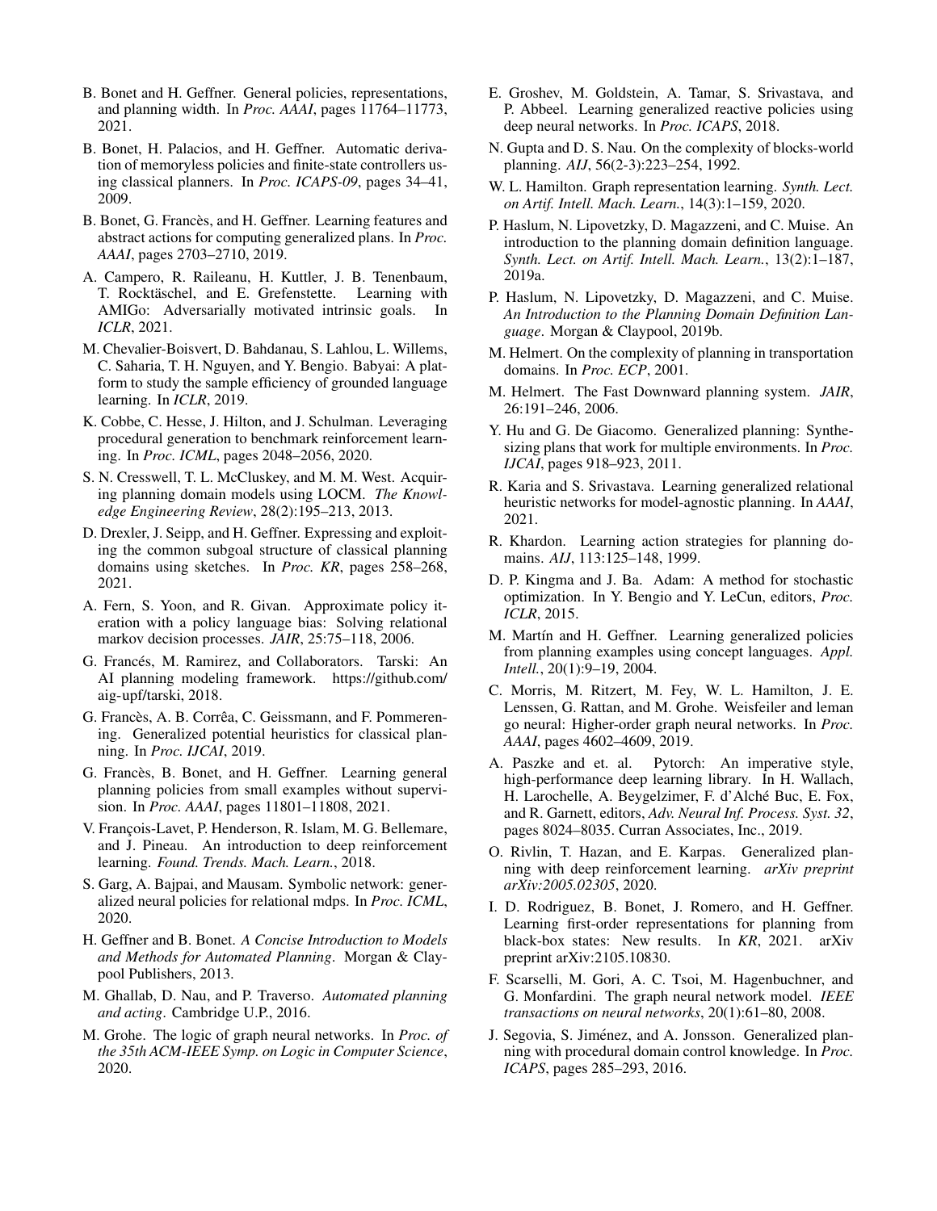B. Bonet and H. Geffner. General policies, representations, and planning width. In *Proc. AAAI*, pages 11764–11773, 2021.

B. Bonet, H. Palacios, and H. Geffner. Automatic derivation of memoryless policies and finite-state controllers using classical planners. In *Proc. ICAPS-09*, pages 34–41, 2009.

B. Bonet, G. Francès, and H. Geffner. Learning features and abstract actions for computing generalized plans. In *Proc. AAAI*, pages 2703–2710, 2019.

A. Campero, R. Raileanu, H. Kuttler, J. B. Tenenbaum, T. Rocktäschel, and E. Grefenstette. Learning with AMIGo: Adversarially motivated intrinsic goals. In *ICLR*, 2021.

M. Chevalier-Boisvert, D. Bahdanau, S. Lahlou, L. Willems, C. Saharia, T. H. Nguyen, and Y. Bengio. Babyai: A platform to study the sample efficiency of grounded language learning. In *ICLR*, 2019.

K. Cobbe, C. Hesse, J. Hilton, and J. Schulman. Leveraging procedural generation to benchmark reinforcement learning. In *Proc. ICML*, pages 2048–2056, 2020.

S. N. Cresswell, T. L. McCluskey, and M. M. West. Acquiring planning domain models using LOCM. *The Knowledge Engineering Review*, 28(2):195–213, 2013.

D. Drexler, J. Seipp, and H. Geffner. Expressing and exploiting the common subgoal structure of classical planning domains using sketches. In *Proc. KR*, pages 258–268, 2021.

A. Fern, S. Yoon, and R. Givan. Approximate policy iteration with a policy language bias: Solving relational markov decision processes. *JAIR*, 25:75–118, 2006.

G. Francés, M. Ramirez, and Collaborators. Tarski: An AI planning modeling framework. https://github.com/aig-upf/tarski, 2018.

G. Francès, A. B. Corrêa, C. Geissmann, and F. Pommerening. Generalized potential heuristics for classical planning. In *Proc. IJCAI*, 2019.

G. Francès, B. Bonet, and H. Geffner. Learning general planning policies from small examples without supervision. In *Proc. AAAI*, pages 11801–11808, 2021.

V. François-Lavet, P. Henderson, R. Islam, M. G. Bellemare, and J. Pineau. An introduction to deep reinforcement learning. *Found. Trends. Mach. Learn.*, 2018.

S. Garg, A. Bajpai, and Mausam. Symbolic network: generalized neural policies for relational mdps. In *Proc. ICML*, 2020.

H. Geffner and B. Bonet. *A Concise Introduction to Models and Methods for Automated Planning*. Morgan & Claypool Publishers, 2013.

M. Ghallab, D. Nau, and P. Traverso. *Automated planning and acting*. Cambridge U.P., 2016.

M. Grohe. The logic of graph neural networks. In *Proc. of the 35th ACM-IEEE Symp. on Logic in Computer Science*, 2020.

E. Groshev, M. Goldstein, A. Tamar, S. Srivastava, and P. Abbeel. Learning generalized reactive policies using deep neural networks. In *Proc. ICAPS*, 2018.

N. Gupta and D. S. Nau. On the complexity of blocks-world planning. *AIJ*, 56(2-3):223–254, 1992.

W. L. Hamilton. Graph representation learning. *Synth. Lect. on Artif. Intell. Mach. Learn.*, 14(3):1–159, 2020.

P. Haslum, N. Lipovetzky, D. Magazzeni, and C. Muise. An introduction to the planning domain definition language. *Synth. Lect. on Artif. Intell. Mach. Learn.*, 13(2):1–187, 2019a.

P. Haslum, N. Lipovetzky, D. Magazzeni, and C. Muise. *An Introduction to the Planning Domain Definition Language*. Morgan & Claypool, 2019b.

M. Helmert. On the complexity of planning in transportation domains. In *Proc. ECP*, 2001.

M. Helmert. The Fast Downward planning system. *JAIR*, 26:191–246, 2006.

Y. Hu and G. De Giacomo. Generalized planning: Synthesizing plans that work for multiple environments. In *Proc. IJCAI*, pages 918–923, 2011.

R. Karia and S. Srivastava. Learning generalized relational heuristic networks for model-agnostic planning. In *AAAI*, 2021.

R. Khardon. Learning action strategies for planning domains. *AIJ*, 113:125–148, 1999.

D. P. Kingma and J. Ba. Adam: A method for stochastic optimization. In Y. Bengio and Y. LeCun, editors, *Proc. ICLR*, 2015.

M. Martín and H. Geffner. Learning generalized policies from planning examples using concept languages. *Appl. Intell.*, 20(1):9–19, 2004.

C. Morris, M. Ritzert, M. Fey, W. L. Hamilton, J. E. Lenssen, G. Rattan, and M. Grohe. Weisfeiler and leman go neural: Higher-order graph neural networks. In *Proc. AAAI*, pages 4602–4609, 2019.

A. Paszke and et. al. Pytorch: An imperative style, high-performance deep learning library. In H. Wallach, H. Larochelle, A. Beygelzimer, F. d'Alché Buc, E. Fox, and R. Garnett, editors, *Adv. Neural Inf. Process. Syst. 32*, pages 8024–8035. Curran Associates, Inc., 2019.

O. Rivlin, T. Hazan, and E. Karpas. Generalized planning with deep reinforcement learning. *arXiv preprint arXiv:2005.02305*, 2020.

I. D. Rodriguez, B. Bonet, J. Romero, and H. Geffner. Learning first-order representations for planning from black-box states: New results. In *KR*, 2021. arXiv preprint arXiv:2105.10830.

F. Scarselli, M. Gori, A. C. Tsoi, M. Hagenbuchner, and G. Monfardini. The graph neural network model. *IEEE transactions on neural networks*, 20(1):61–80, 2008.

J. Segovia, S. Jiménez, and A. Jonsson. Generalized planning with procedural domain control knowledge. In *Proc. ICAPS*, pages 285–293, 2016.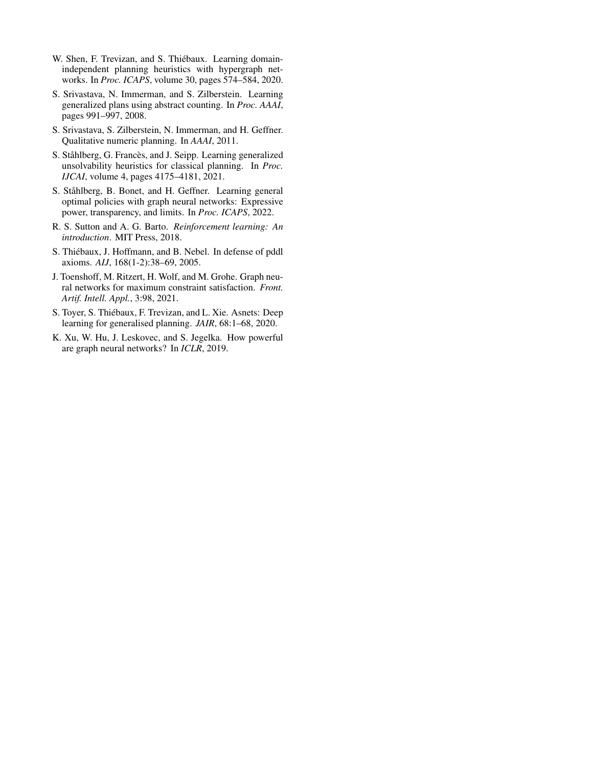W. Shen, F. Trevizan, and S. Thiébaux. Learning domain-independent planning heuristics with hypergraph networks. In *Proc. ICAPS*, volume 30, pages 574–584, 2020.

S. Srivastava, N. Immerman, and S. Zilberstein. Learning generalized plans using abstract counting. In *Proc. AAAI*, pages 991–997, 2008.

S. Srivastava, S. Zilberstein, N. Immerman, and H. Geffner. Qualitative numeric planning. In *AAAI*, 2011.

S. Ståhlberg, G. Francès, and J. Seipp. Learning generalized unsolvability heuristics for classical planning. In *Proc. IJCAI*, volume 4, pages 4175–4181, 2021.

S. Ståhlberg, B. Bonet, and H. Geffner. Learning general optimal policies with graph neural networks: Expressive power, transparency, and limits. In *Proc. ICAPS*, 2022.

R. S. Sutton and A. G. Barto. *Reinforcement learning: An introduction*. MIT Press, 2018.

S. Thiébaux, J. Hoffmann, and B. Nebel. In defense of pddl axioms. *AIJ*, 168(1-2):38–69, 2005.

J. Toenshoff, M. Ritzert, H. Wolf, and M. Grohe. Graph neural networks for maximum constraint satisfaction. *Front. Artif. Intell. Appl.*, 3:98, 2021.

S. Toyer, S. Thiébaux, F. Trevizan, and L. Xie. Asnets: Deep learning for generalised planning. *JAIR*, 68:1–68, 2020.

K. Xu, W. Hu, J. Leskovec, and S. Jegelka. How powerful are graph neural networks? In *ICLR*, 2019.